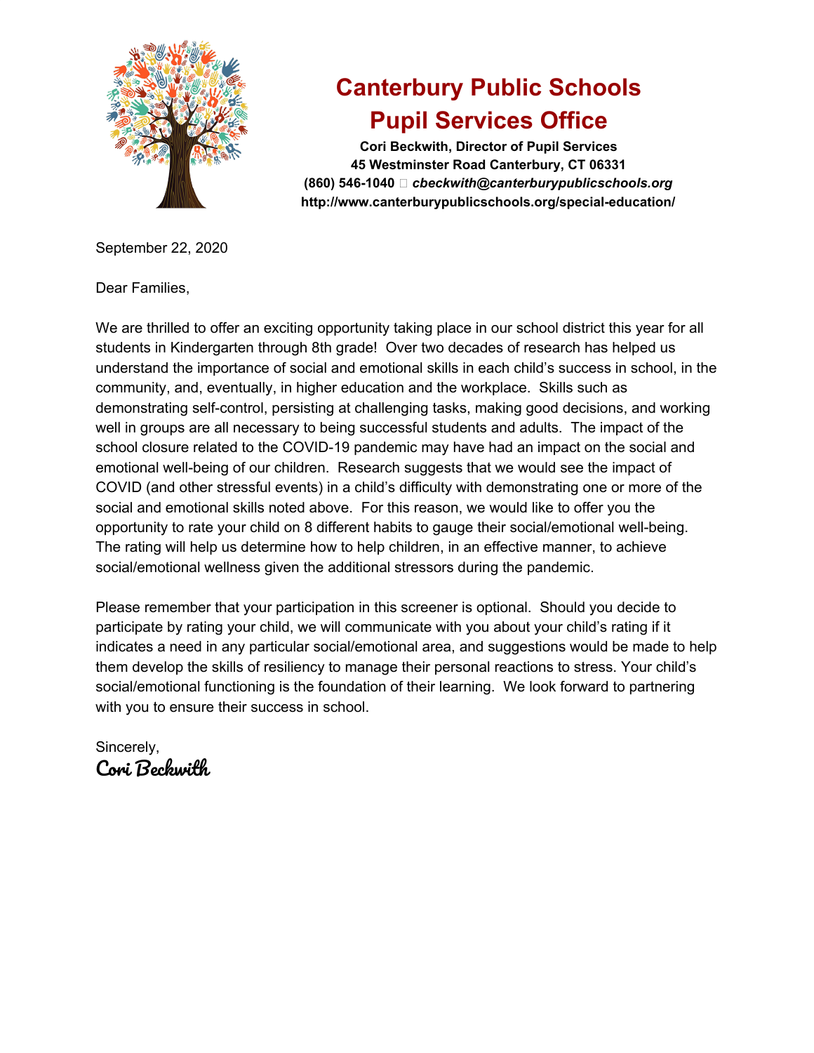# Canterbury Public Schools
# Pupil Services Office

**Cori Beckwith, Director of Pupil Services**
**45 Westminster Road Canterbury, CT 06331**
**(860) 546-1040** *cbeckwith@canterburypublicschools.org*
**http://www.canterburypublicschools.org/special-education/**

September 22, 2020

Dear Families,

We are thrilled to offer an exciting opportunity taking place in our school district this year for all students in Kindergarten through 8th grade! Over two decades of research has helped us understand the importance of social and emotional skills in each child's success in school, in the community, and, eventually, in higher education and the workplace. Skills such as demonstrating self-control, persisting at challenging tasks, making good decisions, and working well in groups are all necessary to being successful students and adults. The impact of the school closure related to the COVID-19 pandemic may have had an impact on the social and emotional well-being of our children. Research suggests that we would see the impact of COVID (and other stressful events) in a child's difficulty with demonstrating one or more of the social and emotional skills noted above. For this reason, we would like to offer you the opportunity to rate your child on 8 different habits to gauge their social/emotional well-being. The rating will help us determine how to help children, in an effective manner, to achieve social/emotional wellness given the additional stressors during the pandemic.

Please remember that your participation in this screener is optional. Should you decide to participate by rating your child, we will communicate with you about your child's rating if it indicates a need in any particular social/emotional area, and suggestions would be made to help them develop the skills of resiliency to manage their personal reactions to stress. Your child's social/emotional functioning is the foundation of their learning. We look forward to partnering with you to ensure their success in school.

Sincerely,

Cori Beckwith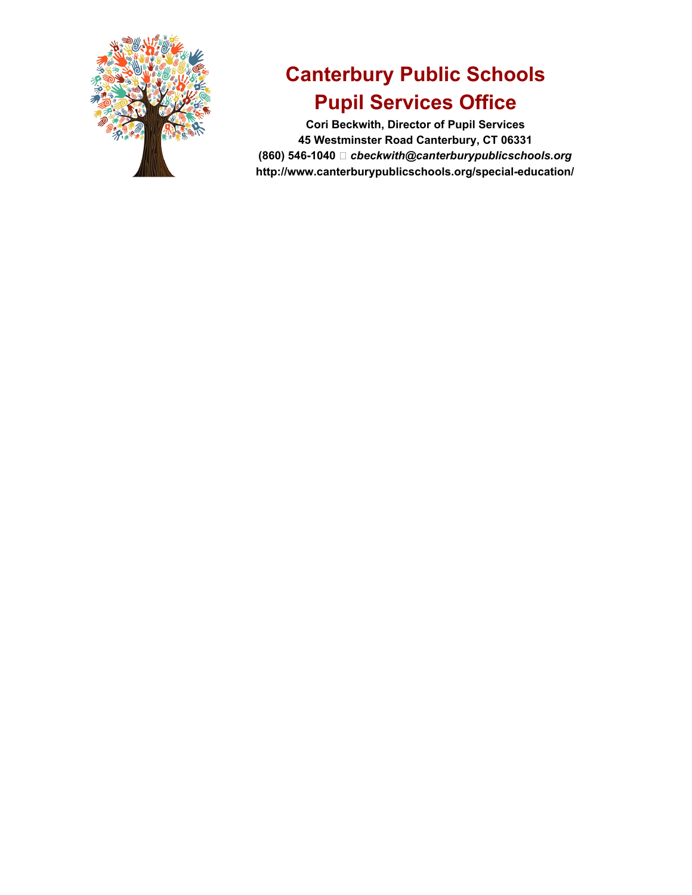# Canterbury Public Schools
# Pupil Services Office

**Cori Beckwith, Director of Pupil Services**
**45 Westminster Road Canterbury, CT 06331**
**(860) 546-1040** *cbeckwith@canterburypublicschools.org*
**http://www.canterburypublicschools.org/special-education/**